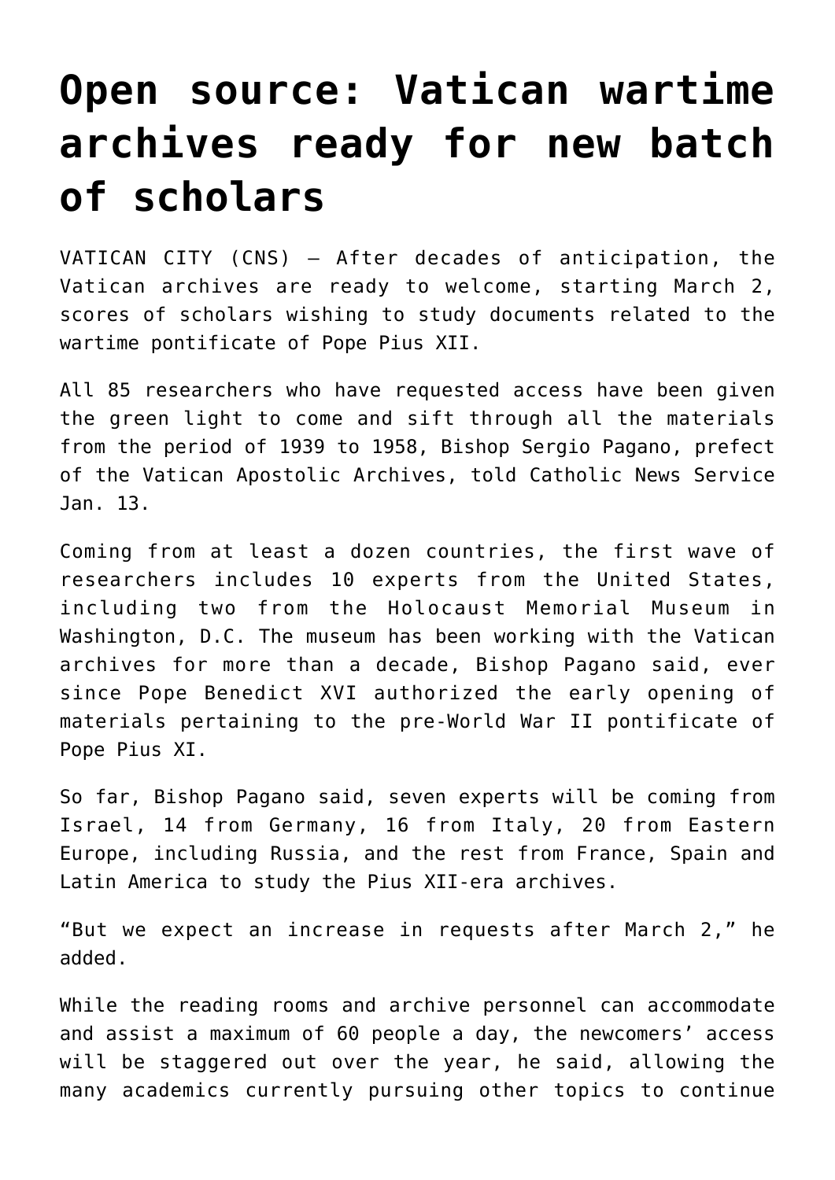# Open source: Vatican wartime archives ready for new batch of scholars

VATICAN CITY (CNS) — After decades of anticipation, the Vatican archives are ready to welcome, starting March 2, scores of scholars wishing to study documents related to the wartime pontificate of Pope Pius XII.

All 85 researchers who have requested access have been given the green light to come and sift through all the materials from the period of 1939 to 1958, Bishop Sergio Pagano, prefect of the Vatican Apostolic Archives, told Catholic News Service Jan. 13.

Coming from at least a dozen countries, the first wave of researchers includes 10 experts from the United States, including two from the Holocaust Memorial Museum in Washington, D.C. The museum has been working with the Vatican archives for more than a decade, Bishop Pagano said, ever since Pope Benedict XVI authorized the early opening of materials pertaining to the pre-World War II pontificate of Pope Pius XI.

So far, Bishop Pagano said, seven experts will be coming from Israel, 14 from Germany, 16 from Italy, 20 from Eastern Europe, including Russia, and the rest from France, Spain and Latin America to study the Pius XII-era archives.

"But we expect an increase in requests after March 2," he added.

While the reading rooms and archive personnel can accommodate and assist a maximum of 60 people a day, the newcomers' access will be staggered out over the year, he said, allowing the many academics currently pursuing other topics to continue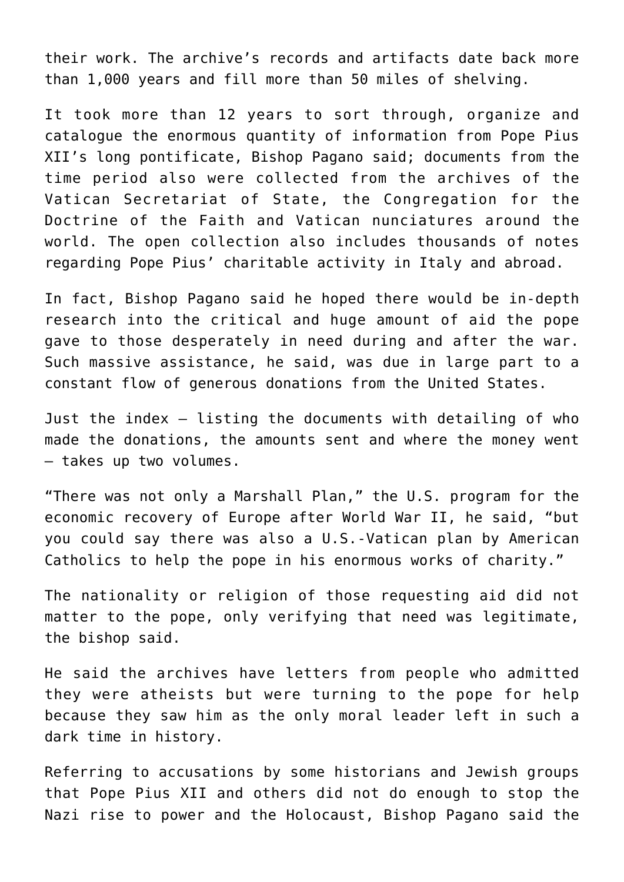their work. The archive's records and artifacts date back more than 1,000 years and fill more than 50 miles of shelving.

It took more than 12 years to sort through, organize and catalogue the enormous quantity of information from Pope Pius XII's long pontificate, Bishop Pagano said; documents from the time period also were collected from the archives of the Vatican Secretariat of State, the Congregation for the Doctrine of the Faith and Vatican nunciatures around the world. The open collection also includes thousands of notes regarding Pope Pius' charitable activity in Italy and abroad.

In fact, Bishop Pagano said he hoped there would be in-depth research into the critical and huge amount of aid the pope gave to those desperately in need during and after the war. Such massive assistance, he said, was due in large part to a constant flow of generous donations from the United States.

Just the index — listing the documents with detailing of who made the donations, the amounts sent and where the money went — takes up two volumes.

"There was not only a Marshall Plan," the U.S. program for the economic recovery of Europe after World War II, he said, "but you could say there was also a U.S.-Vatican plan by American Catholics to help the pope in his enormous works of charity."

The nationality or religion of those requesting aid did not matter to the pope, only verifying that need was legitimate, the bishop said.

He said the archives have letters from people who admitted they were atheists but were turning to the pope for help because they saw him as the only moral leader left in such a dark time in history.

Referring to accusations by some historians and Jewish groups that Pope Pius XII and others did not do enough to stop the Nazi rise to power and the Holocaust, Bishop Pagano said the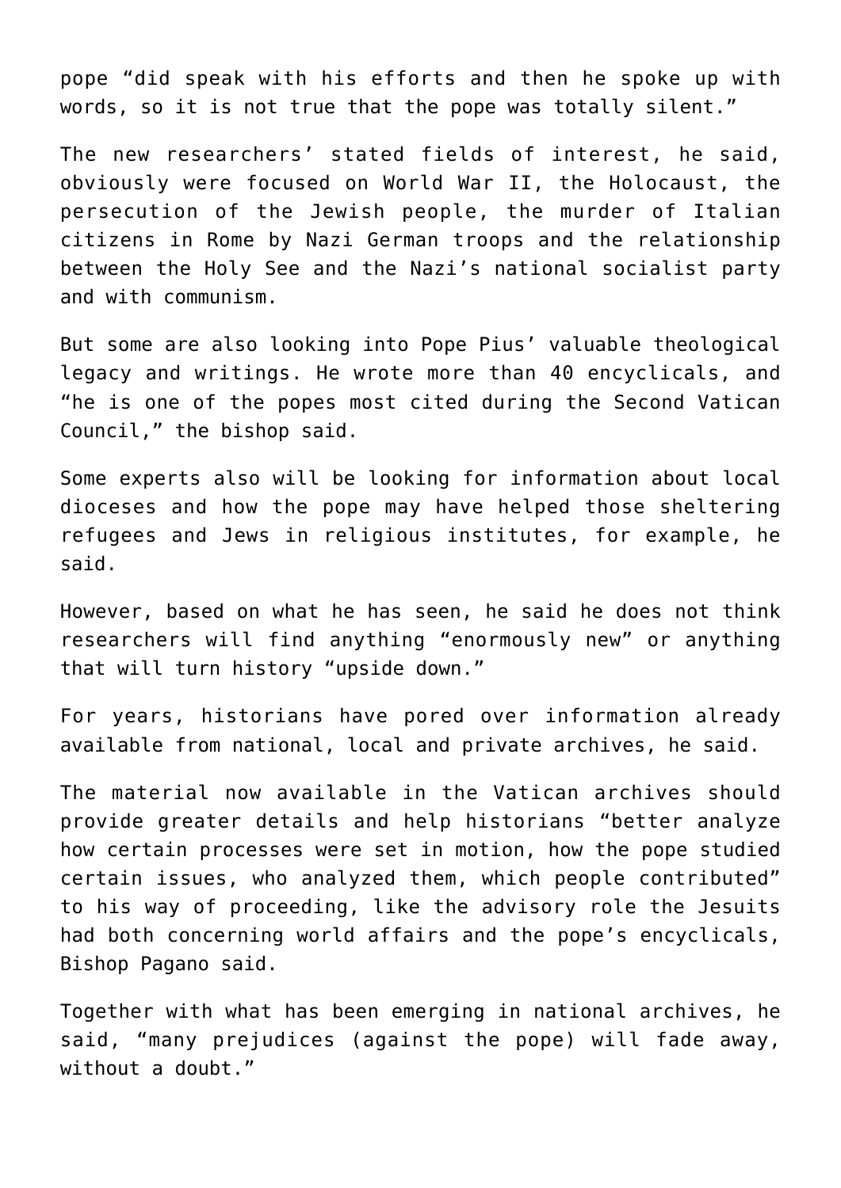pope "did speak with his efforts and then he spoke up with words, so it is not true that the pope was totally silent."

The new researchers' stated fields of interest, he said, obviously were focused on World War II, the Holocaust, the persecution of the Jewish people, the murder of Italian citizens in Rome by Nazi German troops and the relationship between the Holy See and the Nazi's national socialist party and with communism.

But some are also looking into Pope Pius' valuable theological legacy and writings. He wrote more than 40 encyclicals, and "he is one of the popes most cited during the Second Vatican Council," the bishop said.

Some experts also will be looking for information about local dioceses and how the pope may have helped those sheltering refugees and Jews in religious institutes, for example, he said.

However, based on what he has seen, he said he does not think researchers will find anything "enormously new" or anything that will turn history "upside down."

For years, historians have pored over information already available from national, local and private archives, he said.

The material now available in the Vatican archives should provide greater details and help historians "better analyze how certain processes were set in motion, how the pope studied certain issues, who analyzed them, which people contributed" to his way of proceeding, like the advisory role the Jesuits had both concerning world affairs and the pope's encyclicals, Bishop Pagano said.

Together with what has been emerging in national archives, he said, "many prejudices (against the pope) will fade away, without a doubt."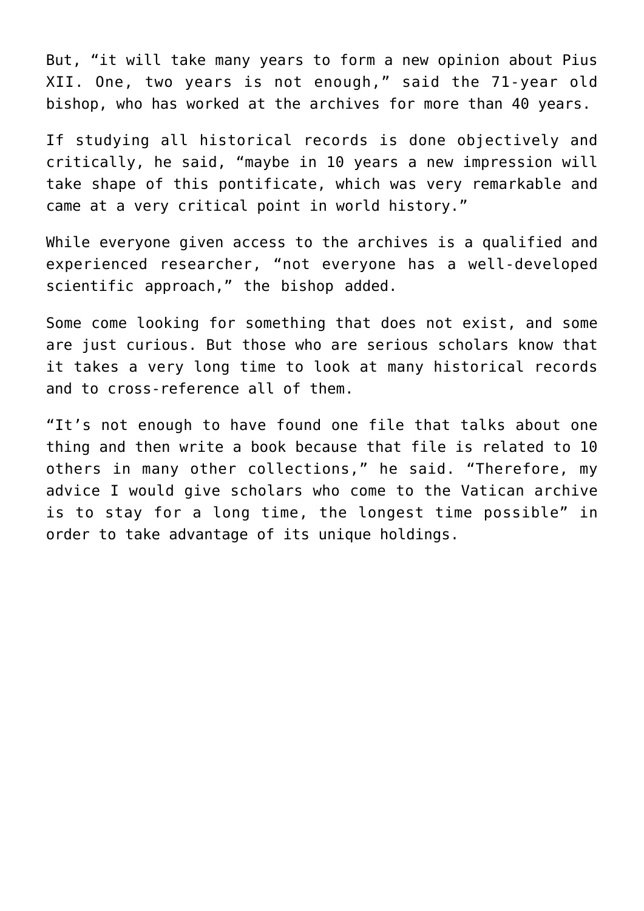But, “it will take many years to form a new opinion about Pius XII. One, two years is not enough,” said the 71-year old bishop, who has worked at the archives for more than 40 years.

If studying all historical records is done objectively and critically, he said, “maybe in 10 years a new impression will take shape of this pontificate, which was very remarkable and came at a very critical point in world history.”

While everyone given access to the archives is a qualified and experienced researcher, “not everyone has a well-developed scientific approach,” the bishop added.

Some come looking for something that does not exist, and some are just curious. But those who are serious scholars know that it takes a very long time to look at many historical records and to cross-reference all of them.

“It’s not enough to have found one file that talks about one thing and then write a book because that file is related to 10 others in many other collections,” he said. “Therefore, my advice I would give scholars who come to the Vatican archive is to stay for a long time, the longest time possible” in order to take advantage of its unique holdings.